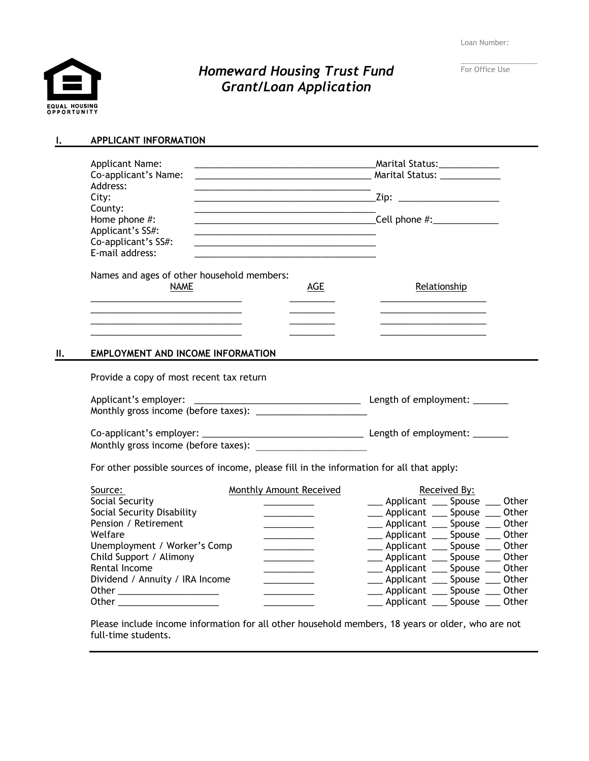Loan Number: ______________

For Office Use

# *Homeward Housing Trust Fund*
# *Grant/Loan Application*

## I. APPLICANT INFORMATION

Applicant Name: ________________________________ Marital Status: ____________

Co-applicant's Name: ________________________________ Marital Status: ____________

Address: ________________________________

City: ________________________________ Zip: ____________________

County: ________________________________

Home phone #: ________________________________ Cell phone #: ____________

Applicant's SS#: ________________________________

Co-applicant's SS#: ________________________________

E-mail address: ________________________________

Names and ages of other household members:

| NAME | AGE | Relationship |
|---|---|---|
| ____________________________ | _________ | ____________________ |
| ____________________________ | _________ | ____________________ |
| ____________________________ | _________ | ____________________ |
| ____________________________ | _________ | ____________________ |

## II. EMPLOYMENT AND INCOME INFORMATION

Provide a copy of most recent tax return

Applicant's employer: ________________________________ Length of employment: _______

Monthly gross income (before taxes): ______________________

Co-applicant's employer: ________________________________ Length of employment: _______

Monthly gross income (before taxes): ______________________

For other possible sources of income, please fill in the information for all that apply:

| Source: | Monthly Amount Received | Received By: |
|---|---|---|
| Social Security | __________ | ___ Applicant ___ Spouse ___ Other |
| Social Security Disability | __________ | ___ Applicant ___ Spouse ___ Other |
| Pension / Retirement | __________ | ___ Applicant ___ Spouse ___ Other |
| Welfare | __________ | ___ Applicant ___ Spouse ___ Other |
| Unemployment / Worker's Comp | __________ | ___ Applicant ___ Spouse ___ Other |
| Child Support / Alimony | __________ | ___ Applicant ___ Spouse ___ Other |
| Rental Income | __________ | ___ Applicant ___ Spouse ___ Other |
| Dividend / Annuity / IRA Income | __________ | ___ Applicant ___ Spouse ___ Other |
| Other ____________________ | __________ | ___ Applicant ___ Spouse ___ Other |
| Other ____________________ | __________ | ___ Applicant ___ Spouse ___ Other |

Please include income information for all other household members, 18 years or older, who are not full-time students.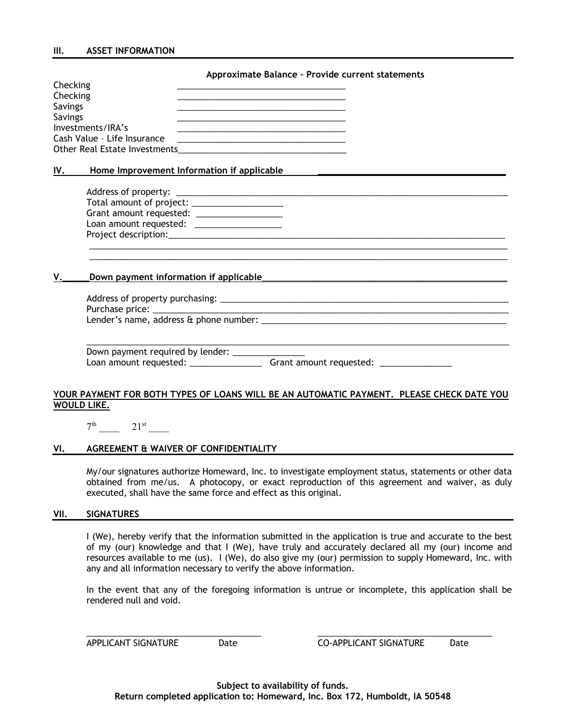## III. ASSET INFORMATION

**Approximate Balance – Provide current statements**

Checking ___________________________________

Checking ___________________________________

Savings ___________________________________

Savings ___________________________________

Investments/IRA's ___________________________________

Cash Value – Life Insurance ___________________________________

Other Real Estate Investments___________________________________

## IV. Home Improvement Information if applicable

Address of property: ______________________________________________________________________

Total amount of project: ___________________

Grant amount requested: __________________

Loan amount requested: __________________

Project description:____________________________________________________________________________

______________________________________________________________________________________________

______________________________________________________________________________________________

## V. Down payment information if applicable

Address of property purchasing: ______________________________________________________________

Purchase price: ____________________________________________________________________________

Lender's name, address & phone number: ____________________________________________________

______________________________________________________________________________________________

Down payment required by lender: _______________

Loan amount requested: _______________ Grant amount requested: _______________

**YOUR PAYMENT FOR BOTH TYPES OF LOANS WILL BE AN AUTOMATIC PAYMENT. PLEASE CHECK DATE YOU WOULD LIKE.**

7th ____ 21st ____

## VI. AGREEMENT & WAIVER OF CONFIDENTIALITY

My/our signatures authorize Homeward, Inc. to investigate employment status, statements or other data obtained from me/us. A photocopy, or exact reproduction of this agreement and waiver, as duly executed, shall have the same force and effect as this original.

## VII. SIGNATURES

I (We), hereby verify that the information submitted in the application is true and accurate to the best of my (our) knowledge and that I (We), have truly and accurately declared all my (our) income and resources available to me (us). I (We), do also give my (our) permission to supply Homeward, Inc. with any and all information necessary to verify the above information.

In the event that any of the foregoing information is untrue or incomplete, this application shall be rendered null and void.

_____________________________________ _____________________________________

APPLICANT SIGNATURE Date CO-APPLICANT SIGNATURE Date

**Subject to availability of funds.**
**Return completed application to: Homeward, Inc. Box 172, Humboldt, IA 50548**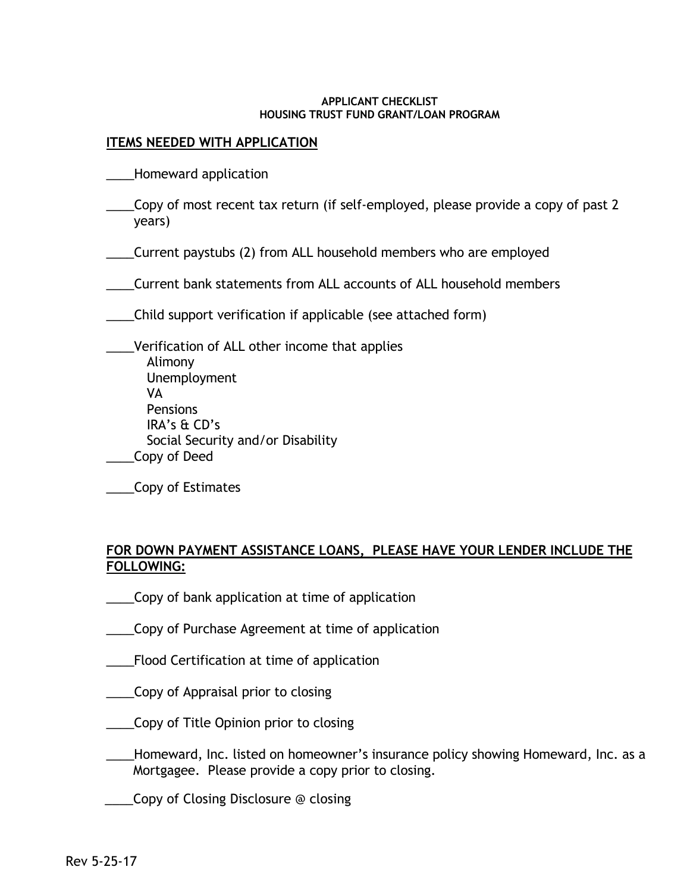**APPLICANT CHECKLIST**
**HOUSING TRUST FUND GRANT/LOAN PROGRAM**

## ITEMS NEEDED WITH APPLICATION

____Homeward application

____Copy of most recent tax return (if self-employed, please provide a copy of past 2 years)

____Current paystubs (2) from ALL household members who are employed

____Current bank statements from ALL accounts of ALL household members

____Child support verification if applicable (see attached form)

____Verification of ALL other income that applies
- Alimony
- Unemployment
- VA
- Pensions
- IRA's & CD's
- Social Security and/or Disability

____Copy of Deed

____Copy of Estimates

## FOR DOWN PAYMENT ASSISTANCE LOANS, PLEASE HAVE YOUR LENDER INCLUDE THE FOLLOWING:

____Copy of bank application at time of application

____Copy of Purchase Agreement at time of application

____Flood Certification at time of application

____Copy of Appraisal prior to closing

____Copy of Title Opinion prior to closing

____Homeward, Inc. listed on homeowner's insurance policy showing Homeward, Inc. as a Mortgagee. Please provide a copy prior to closing.

____Copy of Closing Disclosure @ closing

Rev 5-25-17